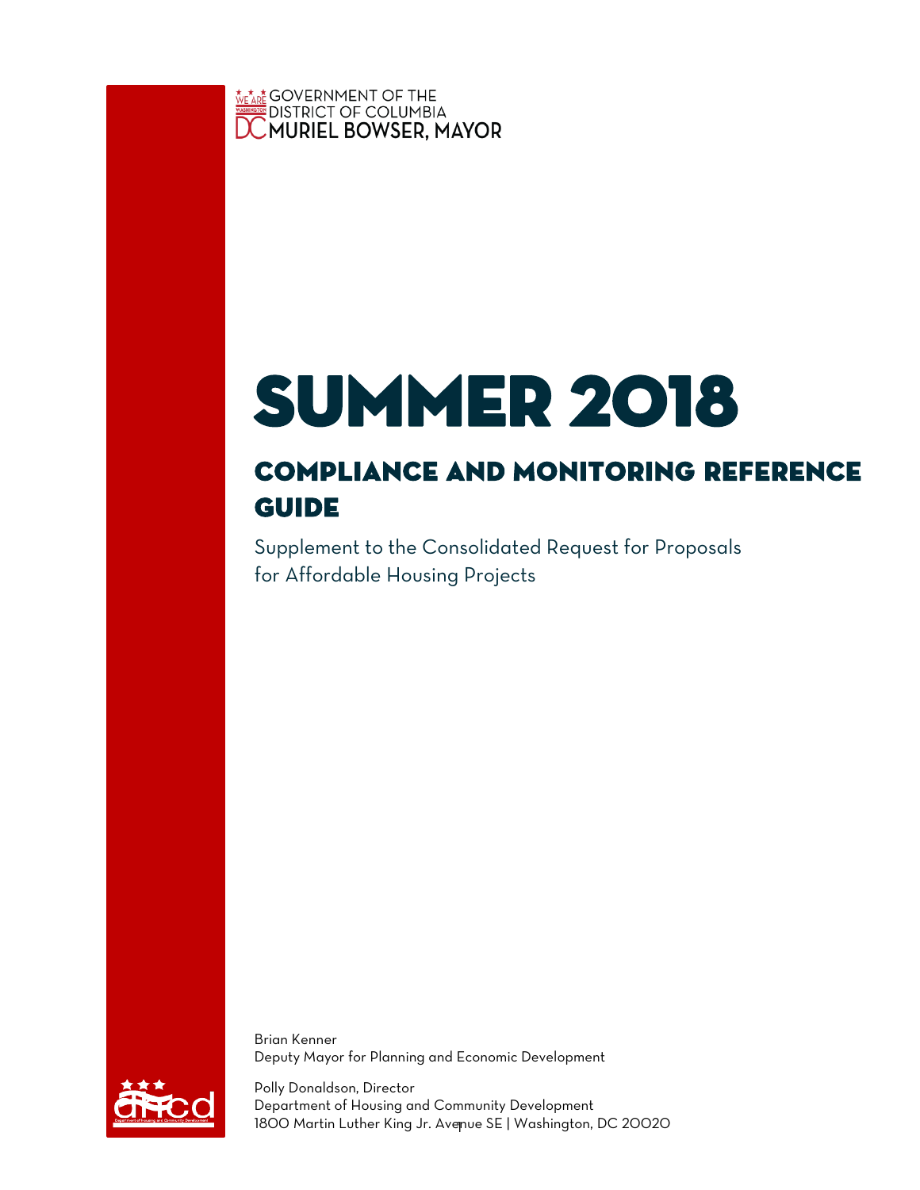GOVERNMENT OF THE DISTRICT OF COLUMBIA
MURIEL BOWSER, MAYOR

# SUMMER 2018

## COMPLIANCE AND MONITORING REFERENCE GUIDE

Supplement to the Consolidated Request for Proposals for Affordable Housing Projects

Brian Kenner
Deputy Mayor for Planning and Economic Development

Polly Donaldson, Director
Department of Housing and Community Development
1800 Martin Luther King Jr. Avenue SE | Washington, DC 20020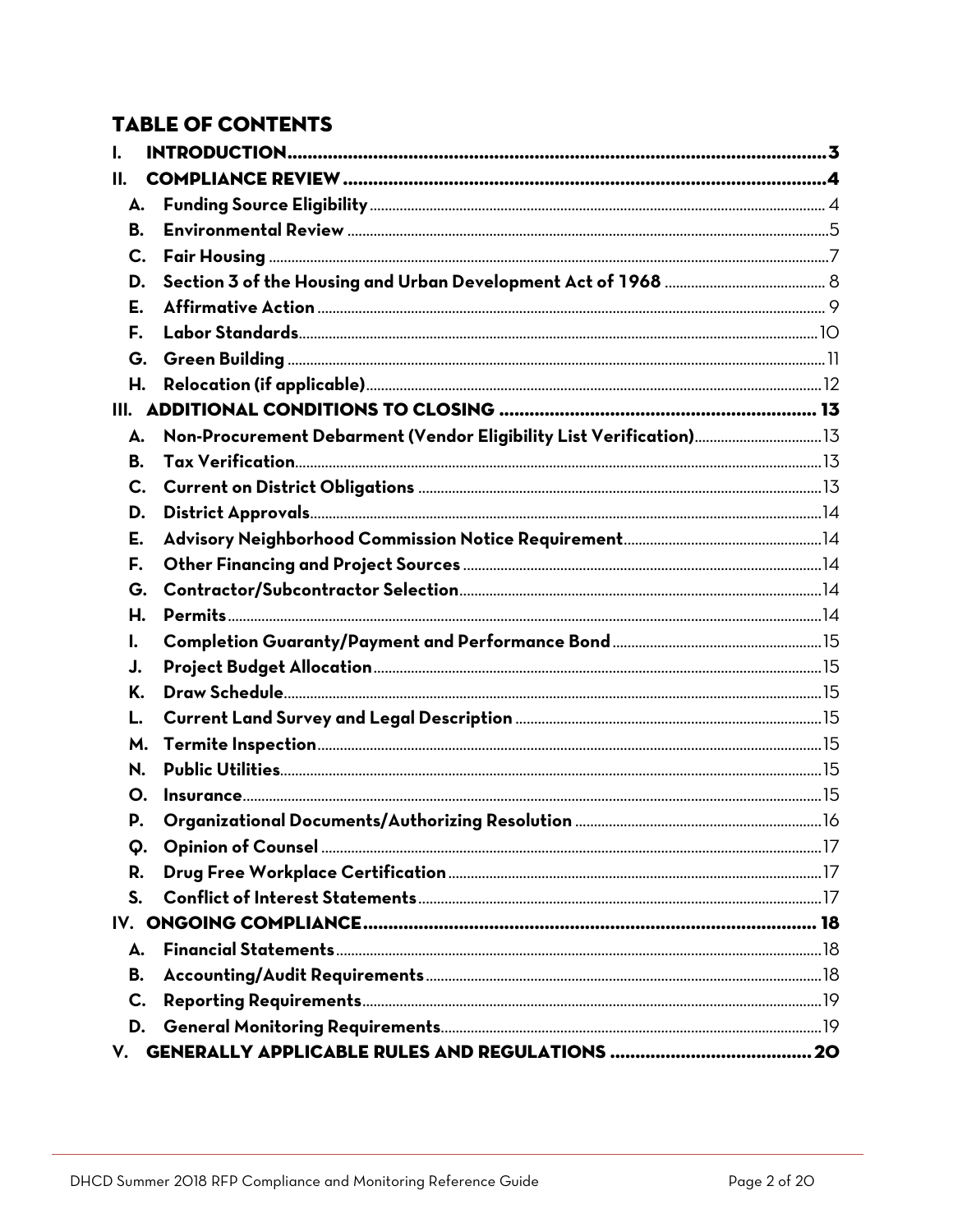## TABLE OF CONTENTS

- I. INTRODUCTION ........ 3
- II. COMPLIANCE REVIEW ........ 4
  - A. Funding Source Eligibility ........ 4
  - B. Environmental Review ........ 5
  - C. Fair Housing ........ 7
  - D. Section 3 of the Housing and Urban Development Act of 1968 ........ 8
  - E. Affirmative Action ........ 9
  - F. Labor Standards ........ 10
  - G. Green Building ........ 11
  - H. Relocation (if applicable) ........ 12
- III. ADDITIONAL CONDITIONS TO CLOSING ........ 13
  - A. Non-Procurement Debarment (Vendor Eligibility List Verification) ........ 13
  - B. Tax Verification ........ 13
  - C. Current on District Obligations ........ 13
  - D. District Approvals ........ 14
  - E. Advisory Neighborhood Commission Notice Requirement ........ 14
  - F. Other Financing and Project Sources ........ 14
  - G. Contractor/Subcontractor Selection ........ 14
  - H. Permits ........ 14
  - I. Completion Guaranty/Payment and Performance Bond ........ 15
  - J. Project Budget Allocation ........ 15
  - K. Draw Schedule ........ 15
  - L. Current Land Survey and Legal Description ........ 15
  - M. Termite Inspection ........ 15
  - N. Public Utilities ........ 15
  - O. Insurance ........ 15
  - P. Organizational Documents/Authorizing Resolution ........ 16
  - Q. Opinion of Counsel ........ 17
  - R. Drug Free Workplace Certification ........ 17
  - S. Conflict of Interest Statements ........ 17
- IV. ONGOING COMPLIANCE ........ 18
  - A. Financial Statements ........ 18
  - B. Accounting/Audit Requirements ........ 18
  - C. Reporting Requirements ........ 19
  - D. General Monitoring Requirements ........ 19
- V. GENERALLY APPLICABLE RULES AND REGULATIONS ........ 20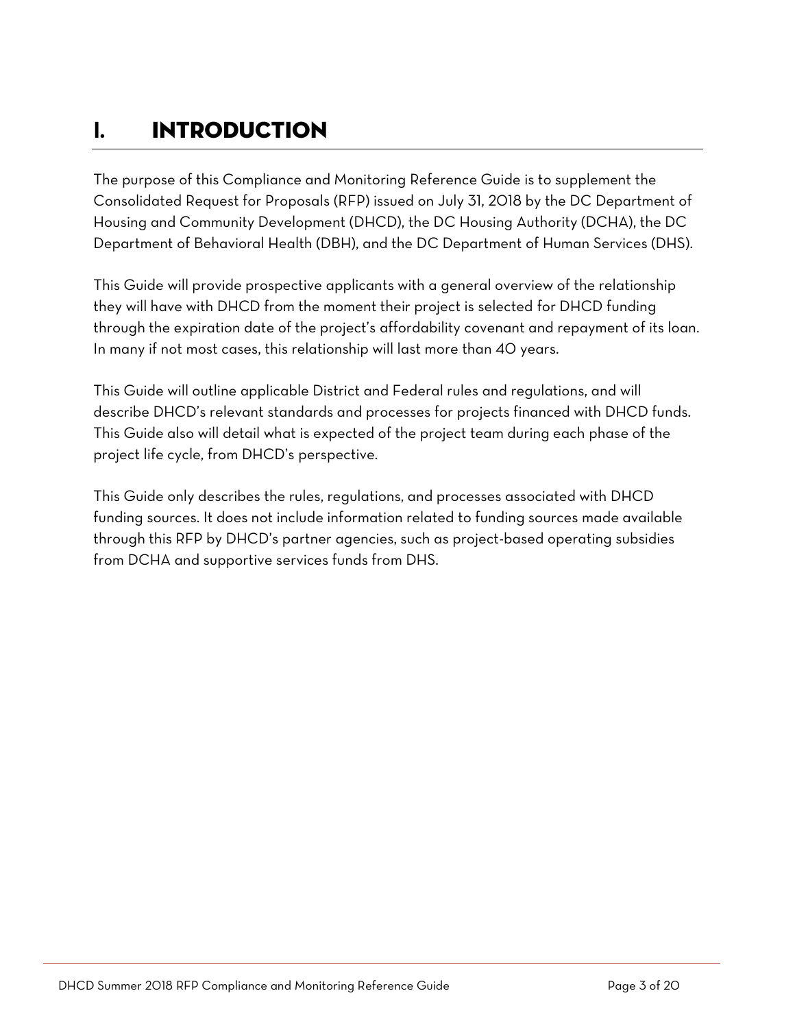# I. INTRODUCTION

The purpose of this Compliance and Monitoring Reference Guide is to supplement the Consolidated Request for Proposals (RFP) issued on July 31, 2018 by the DC Department of Housing and Community Development (DHCD), the DC Housing Authority (DCHA), the DC Department of Behavioral Health (DBH), and the DC Department of Human Services (DHS).

This Guide will provide prospective applicants with a general overview of the relationship they will have with DHCD from the moment their project is selected for DHCD funding through the expiration date of the project's affordability covenant and repayment of its loan. In many if not most cases, this relationship will last more than 40 years.

This Guide will outline applicable District and Federal rules and regulations, and will describe DHCD's relevant standards and processes for projects financed with DHCD funds. This Guide also will detail what is expected of the project team during each phase of the project life cycle, from DHCD's perspective.

This Guide only describes the rules, regulations, and processes associated with DHCD funding sources. It does not include information related to funding sources made available through this RFP by DHCD's partner agencies, such as project-based operating subsidies from DCHA and supportive services funds from DHS.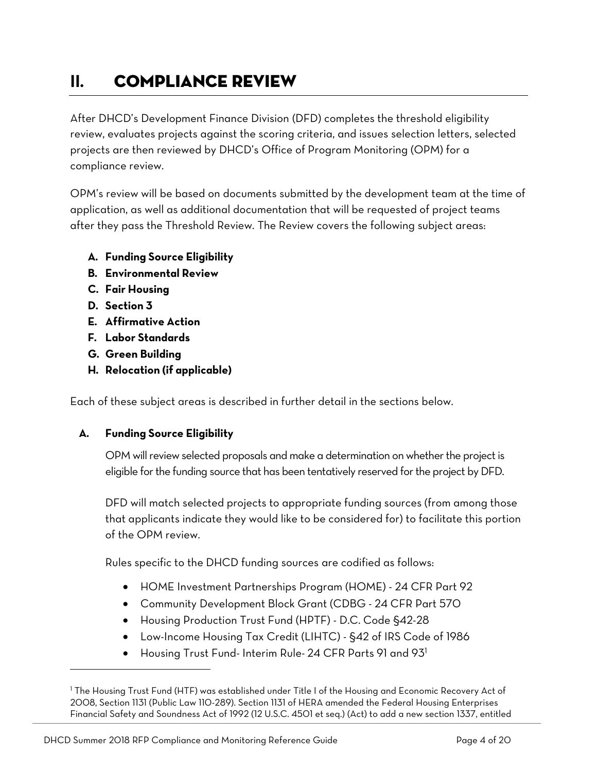# II. COMPLIANCE REVIEW

After DHCD's Development Finance Division (DFD) completes the threshold eligibility review, evaluates projects against the scoring criteria, and issues selection letters, selected projects are then reviewed by DHCD's Office of Program Monitoring (OPM) for a compliance review.

OPM's review will be based on documents submitted by the development team at the time of application, as well as additional documentation that will be requested of project teams after they pass the Threshold Review. The Review covers the following subject areas:

- **A. Funding Source Eligibility**
- **B. Environmental Review**
- **C. Fair Housing**
- **D. Section 3**
- **E. Affirmative Action**
- **F. Labor Standards**
- **G. Green Building**
- **H. Relocation (if applicable)**

Each of these subject areas is described in further detail in the sections below.

### A. Funding Source Eligibility

OPM will review selected proposals and make a determination on whether the project is eligible for the funding source that has been tentatively reserved for the project by DFD.

DFD will match selected projects to appropriate funding sources (from among those that applicants indicate they would like to be considered for) to facilitate this portion of the OPM review.

Rules specific to the DHCD funding sources are codified as follows:

- HOME Investment Partnerships Program (HOME) - 24 CFR Part 92
- Community Development Block Grant (CDBG - 24 CFR Part 570
- Housing Production Trust Fund (HPTF) - D.C. Code §42-28
- Low-Income Housing Tax Credit (LIHTC) - §42 of IRS Code of 1986
- Housing Trust Fund- Interim Rule- 24 CFR Parts 91 and 93[1]

---

[1] The Housing Trust Fund (HTF) was established under Title I of the Housing and Economic Recovery Act of 2008, Section 1131 (Public Law 110-289). Section 1131 of HERA amended the Federal Housing Enterprises Financial Safety and Soundness Act of 1992 (12 U.S.C. 4501 et seq.) (Act) to add a new section 1337, entitled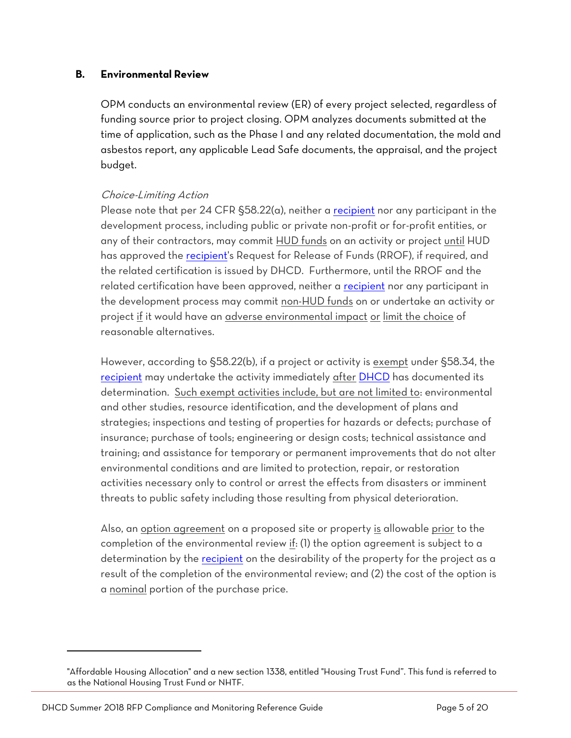## B. Environmental Review

OPM conducts an environmental review (ER) of every project selected, regardless of funding source prior to project closing. OPM analyzes documents submitted at the time of application, such as the Phase I and any related documentation, the mold and asbestos report, any applicable Lead Safe documents, the appraisal, and the project budget.

*Choice-Limiting Action*

Please note that per 24 CFR §58.22(a), neither a recipient nor any participant in the development process, including public or private non-profit or for-profit entities, or any of their contractors, may commit HUD funds on an activity or project until HUD has approved the recipient's Request for Release of Funds (RROF), if required, and the related certification is issued by DHCD. Furthermore, until the RROF and the related certification have been approved, neither a recipient nor any participant in the development process may commit non-HUD funds on or undertake an activity or project if it would have an adverse environmental impact or limit the choice of reasonable alternatives.

However, according to §58.22(b), if a project or activity is exempt under §58.34, the recipient may undertake the activity immediately after DHCD has documented its determination. Such exempt activities include, but are not limited to: environmental and other studies, resource identification, and the development of plans and strategies; inspections and testing of properties for hazards or defects; purchase of insurance; purchase of tools; engineering or design costs; technical assistance and training; and assistance for temporary or permanent improvements that do not alter environmental conditions and are limited to protection, repair, or restoration activities necessary only to control or arrest the effects from disasters or imminent threats to public safety including those resulting from physical deterioration.

Also, an option agreement on a proposed site or property is allowable prior to the completion of the environmental review if: (1) the option agreement is subject to a determination by the recipient on the desirability of the property for the project as a result of the completion of the environmental review; and (2) the cost of the option is a nominal portion of the purchase price.

---

"Affordable Housing Allocation" and a new section 1338, entitled "Housing Trust Fund". This fund is referred to as the National Housing Trust Fund or NHTF.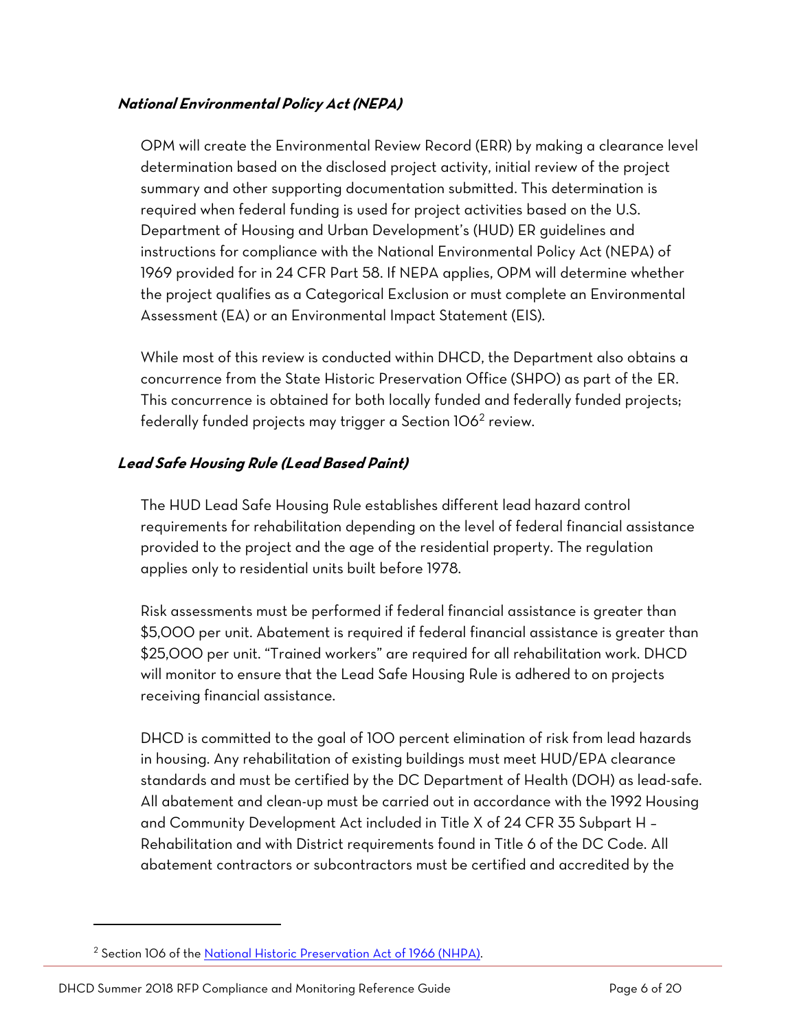#### ***National Environmental Policy Act (NEPA)***

OPM will create the Environmental Review Record (ERR) by making a clearance level determination based on the disclosed project activity, initial review of the project summary and other supporting documentation submitted. This determination is required when federal funding is used for project activities based on the U.S. Department of Housing and Urban Development's (HUD) ER guidelines and instructions for compliance with the National Environmental Policy Act (NEPA) of 1969 provided for in 24 CFR Part 58. If NEPA applies, OPM will determine whether the project qualifies as a Categorical Exclusion or must complete an Environmental Assessment (EA) or an Environmental Impact Statement (EIS).

While most of this review is conducted within DHCD, the Department also obtains a concurrence from the State Historic Preservation Office (SHPO) as part of the ER. This concurrence is obtained for both locally funded and federally funded projects; federally funded projects may trigger a Section 106[2] review.

#### ***Lead Safe Housing Rule (Lead Based Paint)***

The HUD Lead Safe Housing Rule establishes different lead hazard control requirements for rehabilitation depending on the level of federal financial assistance provided to the project and the age of the residential property. The regulation applies only to residential units built before 1978.

Risk assessments must be performed if federal financial assistance is greater than $5,000 per unit. Abatement is required if federal financial assistance is greater than $25,000 per unit. "Trained workers" are required for all rehabilitation work. DHCD will monitor to ensure that the Lead Safe Housing Rule is adhered to on projects receiving financial assistance.

DHCD is committed to the goal of 100 percent elimination of risk from lead hazards in housing. Any rehabilitation of existing buildings must meet HUD/EPA clearance standards and must be certified by the DC Department of Health (DOH) as lead-safe. All abatement and clean-up must be carried out in accordance with the 1992 Housing and Community Development Act included in Title X of 24 CFR 35 Subpart H – Rehabilitation and with District requirements found in Title 6 of the DC Code. All abatement contractors or subcontractors must be certified and accredited by the

---

[2] Section 106 of the [National Historic Preservation Act of 1966 (NHPA)](#).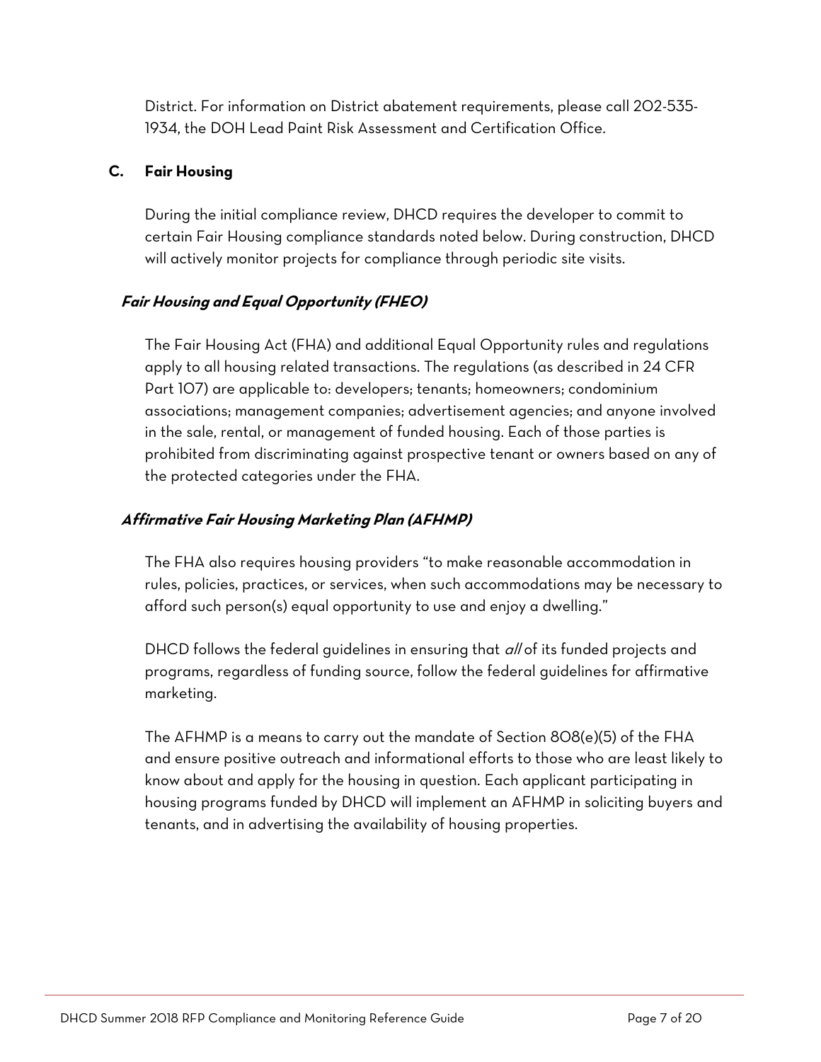District. For information on District abatement requirements, please call 202-535-1934, the DOH Lead Paint Risk Assessment and Certification Office.

### C. Fair Housing

During the initial compliance review, DHCD requires the developer to commit to certain Fair Housing compliance standards noted below. During construction, DHCD will actively monitor projects for compliance through periodic site visits.

#### *Fair Housing and Equal Opportunity (FHEO)*

The Fair Housing Act (FHA) and additional Equal Opportunity rules and regulations apply to all housing related transactions. The regulations (as described in 24 CFR Part 107) are applicable to: developers; tenants; homeowners; condominium associations; management companies; advertisement agencies; and anyone involved in the sale, rental, or management of funded housing. Each of those parties is prohibited from discriminating against prospective tenant or owners based on any of the protected categories under the FHA.

#### *Affirmative Fair Housing Marketing Plan (AFHMP)*

The FHA also requires housing providers "to make reasonable accommodation in rules, policies, practices, or services, when such accommodations may be necessary to afford such person(s) equal opportunity to use and enjoy a dwelling."

DHCD follows the federal guidelines in ensuring that *all* of its funded projects and programs, regardless of funding source, follow the federal guidelines for affirmative marketing.

The AFHMP is a means to carry out the mandate of Section 808(e)(5) of the FHA and ensure positive outreach and informational efforts to those who are least likely to know about and apply for the housing in question. Each applicant participating in housing programs funded by DHCD will implement an AFHMP in soliciting buyers and tenants, and in advertising the availability of housing properties.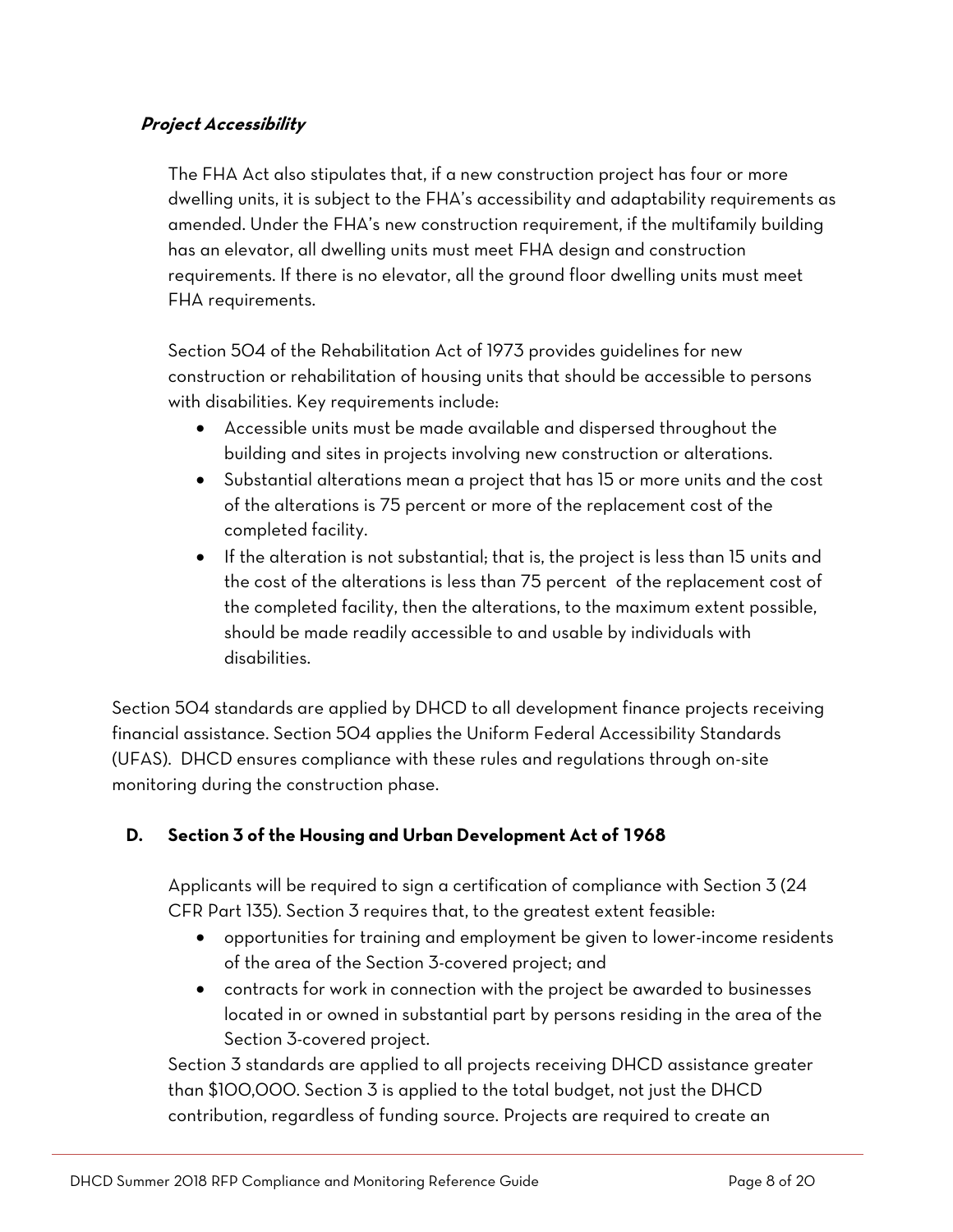***Project Accessibility***

The FHA Act also stipulates that, if a new construction project has four or more dwelling units, it is subject to the FHA's accessibility and adaptability requirements as amended. Under the FHA's new construction requirement, if the multifamily building has an elevator, all dwelling units must meet FHA design and construction requirements. If there is no elevator, all the ground floor dwelling units must meet FHA requirements.

Section 504 of the Rehabilitation Act of 1973 provides guidelines for new construction or rehabilitation of housing units that should be accessible to persons with disabilities. Key requirements include:

- Accessible units must be made available and dispersed throughout the building and sites in projects involving new construction or alterations.
- Substantial alterations mean a project that has 15 or more units and the cost of the alterations is 75 percent or more of the replacement cost of the completed facility.
- If the alteration is not substantial; that is, the project is less than 15 units and the cost of the alterations is less than 75 percent of the replacement cost of the completed facility, then the alterations, to the maximum extent possible, should be made readily accessible to and usable by individuals with disabilities.

Section 504 standards are applied by DHCD to all development finance projects receiving financial assistance. Section 504 applies the Uniform Federal Accessibility Standards (UFAS). DHCD ensures compliance with these rules and regulations through on-site monitoring during the construction phase.

## D. Section 3 of the Housing and Urban Development Act of 1968

Applicants will be required to sign a certification of compliance with Section 3 (24 CFR Part 135). Section 3 requires that, to the greatest extent feasible:

- opportunities for training and employment be given to lower-income residents of the area of the Section 3-covered project; and
- contracts for work in connection with the project be awarded to businesses located in or owned in substantial part by persons residing in the area of the Section 3-covered project.

Section 3 standards are applied to all projects receiving DHCD assistance greater than $100,000. Section 3 is applied to the total budget, not just the DHCD contribution, regardless of funding source. Projects are required to create an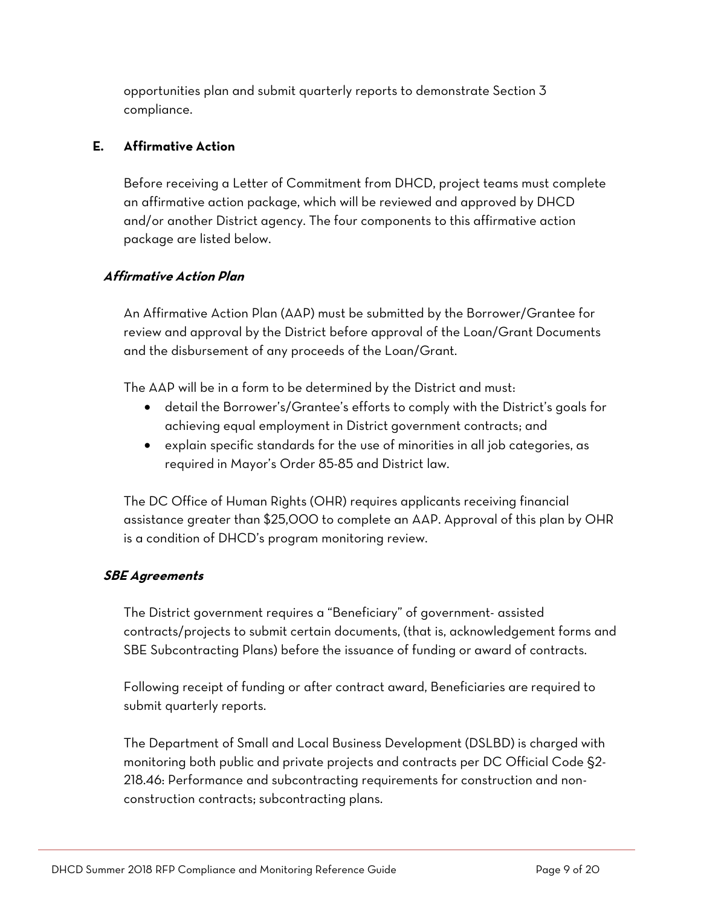opportunities plan and submit quarterly reports to demonstrate Section 3 compliance.

## E. Affirmative Action

Before receiving a Letter of Commitment from DHCD, project teams must complete an affirmative action package, which will be reviewed and approved by DHCD and/or another District agency. The four components to this affirmative action package are listed below.

### *Affirmative Action Plan*

An Affirmative Action Plan (AAP) must be submitted by the Borrower/Grantee for review and approval by the District before approval of the Loan/Grant Documents and the disbursement of any proceeds of the Loan/Grant.

The AAP will be in a form to be determined by the District and must:

- detail the Borrower's/Grantee's efforts to comply with the District's goals for achieving equal employment in District government contracts; and
- explain specific standards for the use of minorities in all job categories, as required in Mayor's Order 85-85 and District law.

The DC Office of Human Rights (OHR) requires applicants receiving financial assistance greater than $25,000 to complete an AAP. Approval of this plan by OHR is a condition of DHCD's program monitoring review.

### *SBE Agreements*

The District government requires a "Beneficiary" of government- assisted contracts/projects to submit certain documents, (that is, acknowledgement forms and SBE Subcontracting Plans) before the issuance of funding or award of contracts.

Following receipt of funding or after contract award, Beneficiaries are required to submit quarterly reports.

The Department of Small and Local Business Development (DSLBD) is charged with monitoring both public and private projects and contracts per DC Official Code §2-218.46: Performance and subcontracting requirements for construction and non-construction contracts; subcontracting plans.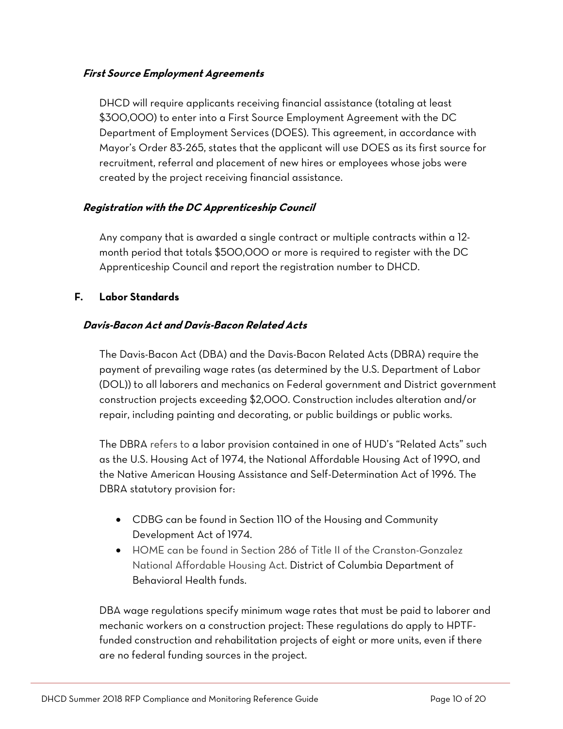***First Source Employment Agreements***

DHCD will require applicants receiving financial assistance (totaling at least $300,000) to enter into a First Source Employment Agreement with the DC Department of Employment Services (DOES). This agreement, in accordance with Mayor's Order 83-265, states that the applicant will use DOES as its first source for recruitment, referral and placement of new hires or employees whose jobs were created by the project receiving financial assistance.

***Registration with the DC Apprenticeship Council***

Any company that is awarded a single contract or multiple contracts within a 12-month period that totals $500,000 or more is required to register with the DC Apprenticeship Council and report the registration number to DHCD.

## F. Labor Standards

***Davis-Bacon Act and Davis-Bacon Related Acts***

The Davis-Bacon Act (DBA) and the Davis-Bacon Related Acts (DBRA) require the payment of prevailing wage rates (as determined by the U.S. Department of Labor (DOL)) to all laborers and mechanics on Federal government and District government construction projects exceeding $2,000. Construction includes alteration and/or repair, including painting and decorating, or public buildings or public works.

The DBRA refers to a labor provision contained in one of HUD's "Related Acts" such as the U.S. Housing Act of 1974, the National Affordable Housing Act of 1990, and the Native American Housing Assistance and Self-Determination Act of 1996. The DBRA statutory provision for:

- CDBG can be found in Section 110 of the Housing and Community Development Act of 1974.
- HOME can be found in Section 286 of Title II of the Cranston-Gonzalez National Affordable Housing Act. District of Columbia Department of Behavioral Health funds.

DBA wage regulations specify minimum wage rates that must be paid to laborer and mechanic workers on a construction project: These regulations do apply to HPTF-funded construction and rehabilitation projects of eight or more units, even if there are no federal funding sources in the project.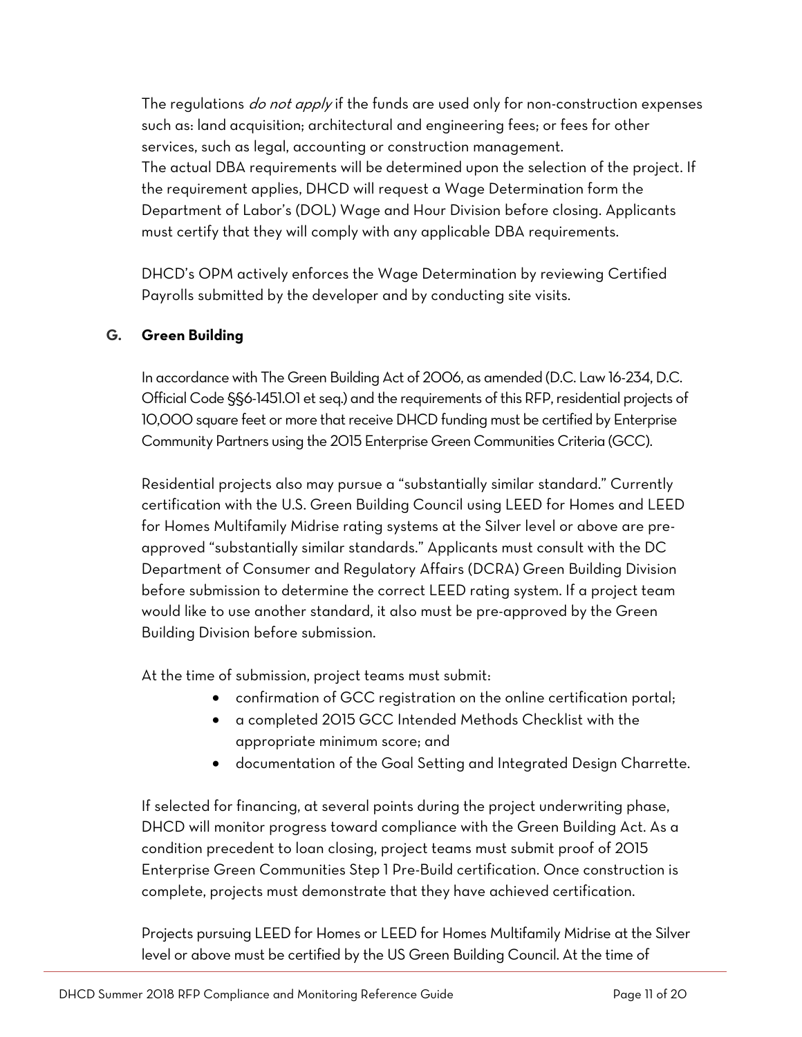The regulations *do not apply* if the funds are used only for non-construction expenses such as: land acquisition; architectural and engineering fees; or fees for other services, such as legal, accounting or construction management.
The actual DBA requirements will be determined upon the selection of the project. If the requirement applies, DHCD will request a Wage Determination form the Department of Labor's (DOL) Wage and Hour Division before closing. Applicants must certify that they will comply with any applicable DBA requirements.

DHCD's OPM actively enforces the Wage Determination by reviewing Certified Payrolls submitted by the developer and by conducting site visits.

### G. Green Building

In accordance with The Green Building Act of 2006, as amended (D.C. Law 16-234, D.C. Official Code §§6-1451.01 et seq.) and the requirements of this RFP, residential projects of 10,000 square feet or more that receive DHCD funding must be certified by Enterprise Community Partners using the 2015 Enterprise Green Communities Criteria (GCC).

Residential projects also may pursue a "substantially similar standard." Currently certification with the U.S. Green Building Council using LEED for Homes and LEED for Homes Multifamily Midrise rating systems at the Silver level or above are pre-approved "substantially similar standards." Applicants must consult with the DC Department of Consumer and Regulatory Affairs (DCRA) Green Building Division before submission to determine the correct LEED rating system. If a project team would like to use another standard, it also must be pre-approved by the Green Building Division before submission.

At the time of submission, project teams must submit:

- confirmation of GCC registration on the online certification portal;
- a completed 2015 GCC Intended Methods Checklist with the appropriate minimum score; and
- documentation of the Goal Setting and Integrated Design Charrette.

If selected for financing, at several points during the project underwriting phase, DHCD will monitor progress toward compliance with the Green Building Act. As a condition precedent to loan closing, project teams must submit proof of 2015 Enterprise Green Communities Step 1 Pre-Build certification. Once construction is complete, projects must demonstrate that they have achieved certification.

Projects pursuing LEED for Homes or LEED for Homes Multifamily Midrise at the Silver level or above must be certified by the US Green Building Council. At the time of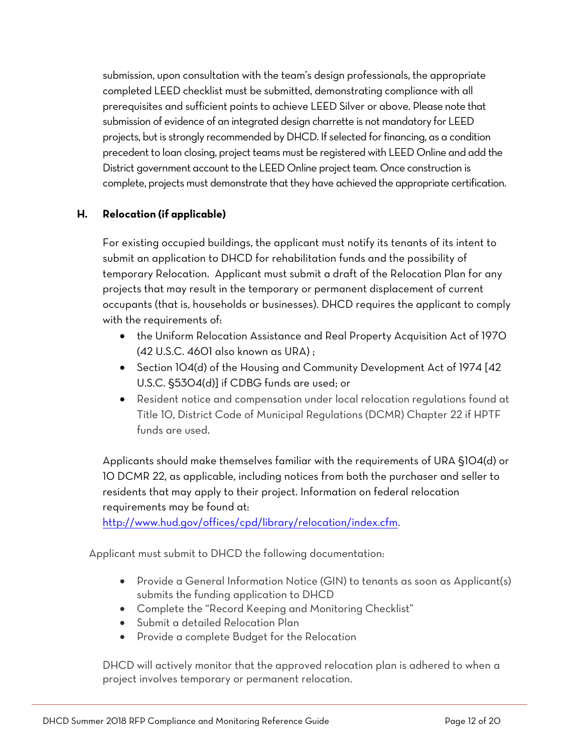submission, upon consultation with the team's design professionals, the appropriate completed LEED checklist must be submitted, demonstrating compliance with all prerequisites and sufficient points to achieve LEED Silver or above. Please note that submission of evidence of an integrated design charrette is not mandatory for LEED projects, but is strongly recommended by DHCD. If selected for financing, as a condition precedent to loan closing, project teams must be registered with LEED Online and add the District government account to the LEED Online project team. Once construction is complete, projects must demonstrate that they have achieved the appropriate certification.

### H. Relocation (if applicable)

For existing occupied buildings, the applicant must notify its tenants of its intent to submit an application to DHCD for rehabilitation funds and the possibility of temporary Relocation. Applicant must submit a draft of the Relocation Plan for any projects that may result in the temporary or permanent displacement of current occupants (that is, households or businesses). DHCD requires the applicant to comply with the requirements of:

- the Uniform Relocation Assistance and Real Property Acquisition Act of 1970 (42 U.S.C. 4601 also known as URA) ;
- Section 104(d) of the Housing and Community Development Act of 1974 [42 U.S.C. §5304(d)] if CDBG funds are used; or
- Resident notice and compensation under local relocation regulations found at Title 10, District Code of Municipal Regulations (DCMR) Chapter 22 if HPTF funds are used.

Applicants should make themselves familiar with the requirements of URA §104(d) or 10 DCMR 22, as applicable, including notices from both the purchaser and seller to residents that may apply to their project. Information on federal relocation requirements may be found at: http://www.hud.gov/offices/cpd/library/relocation/index.cfm.

Applicant must submit to DHCD the following documentation:

- Provide a General Information Notice (GIN) to tenants as soon as Applicant(s) submits the funding application to DHCD
- Complete the "Record Keeping and Monitoring Checklist"
- Submit a detailed Relocation Plan
- Provide a complete Budget for the Relocation

DHCD will actively monitor that the approved relocation plan is adhered to when a project involves temporary or permanent relocation.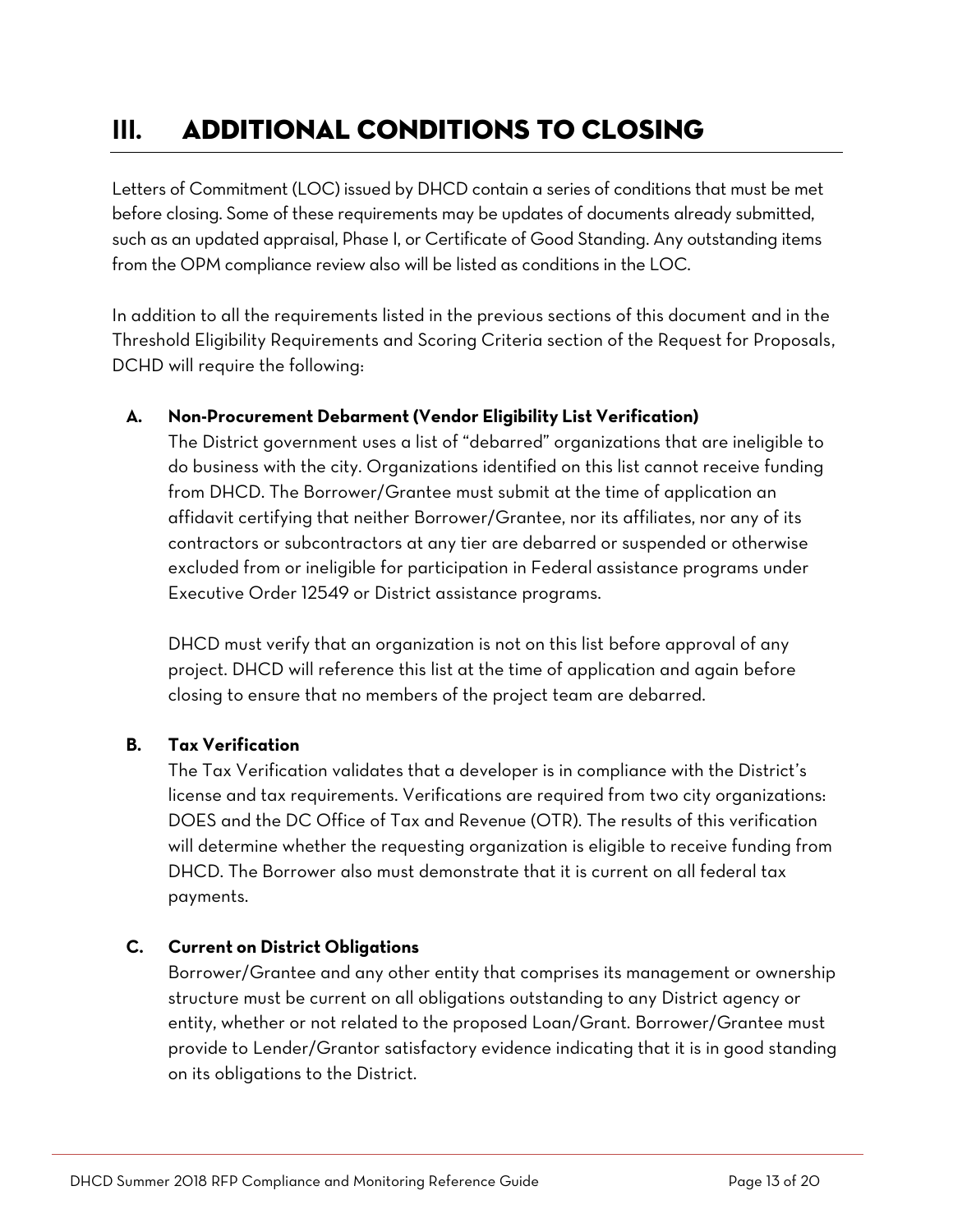# III. ADDITIONAL CONDITIONS TO CLOSING

Letters of Commitment (LOC) issued by DHCD contain a series of conditions that must be met before closing. Some of these requirements may be updates of documents already submitted, such as an updated appraisal, Phase I, or Certificate of Good Standing. Any outstanding items from the OPM compliance review also will be listed as conditions in the LOC.

In addition to all the requirements listed in the previous sections of this document and in the Threshold Eligibility Requirements and Scoring Criteria section of the Request for Proposals, DCHD will require the following:

### A. Non-Procurement Debarment (Vendor Eligibility List Verification)

The District government uses a list of "debarred" organizations that are ineligible to do business with the city. Organizations identified on this list cannot receive funding from DHCD. The Borrower/Grantee must submit at the time of application an affidavit certifying that neither Borrower/Grantee, nor its affiliates, nor any of its contractors or subcontractors at any tier are debarred or suspended or otherwise excluded from or ineligible for participation in Federal assistance programs under Executive Order 12549 or District assistance programs.

DHCD must verify that an organization is not on this list before approval of any project. DHCD will reference this list at the time of application and again before closing to ensure that no members of the project team are debarred.

### B. Tax Verification

The Tax Verification validates that a developer is in compliance with the District's license and tax requirements. Verifications are required from two city organizations: DOES and the DC Office of Tax and Revenue (OTR). The results of this verification will determine whether the requesting organization is eligible to receive funding from DHCD. The Borrower also must demonstrate that it is current on all federal tax payments.

### C. Current on District Obligations

Borrower/Grantee and any other entity that comprises its management or ownership structure must be current on all obligations outstanding to any District agency or entity, whether or not related to the proposed Loan/Grant. Borrower/Grantee must provide to Lender/Grantor satisfactory evidence indicating that it is in good standing on its obligations to the District.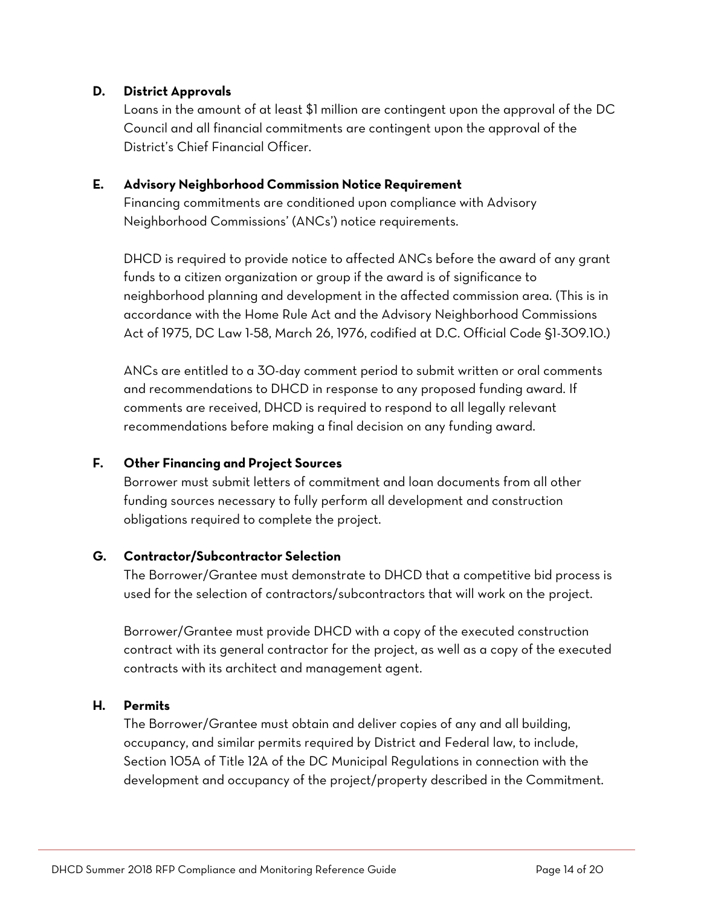### D. District Approvals

Loans in the amount of at least $1 million are contingent upon the approval of the DC Council and all financial commitments are contingent upon the approval of the District's Chief Financial Officer.

### E. Advisory Neighborhood Commission Notice Requirement

Financing commitments are conditioned upon compliance with Advisory Neighborhood Commissions' (ANCs') notice requirements.

DHCD is required to provide notice to affected ANCs before the award of any grant funds to a citizen organization or group if the award is of significance to neighborhood planning and development in the affected commission area. (This is in accordance with the Home Rule Act and the Advisory Neighborhood Commissions Act of 1975, DC Law 1-58, March 26, 1976, codified at D.C. Official Code §1-309.10.)

ANCs are entitled to a 30-day comment period to submit written or oral comments and recommendations to DHCD in response to any proposed funding award. If comments are received, DHCD is required to respond to all legally relevant recommendations before making a final decision on any funding award.

### F. Other Financing and Project Sources

Borrower must submit letters of commitment and loan documents from all other funding sources necessary to fully perform all development and construction obligations required to complete the project.

### G. Contractor/Subcontractor Selection

The Borrower/Grantee must demonstrate to DHCD that a competitive bid process is used for the selection of contractors/subcontractors that will work on the project.

Borrower/Grantee must provide DHCD with a copy of the executed construction contract with its general contractor for the project, as well as a copy of the executed contracts with its architect and management agent.

### H. Permits

The Borrower/Grantee must obtain and deliver copies of any and all building, occupancy, and similar permits required by District and Federal law, to include, Section 105A of Title 12A of the DC Municipal Regulations in connection with the development and occupancy of the project/property described in the Commitment.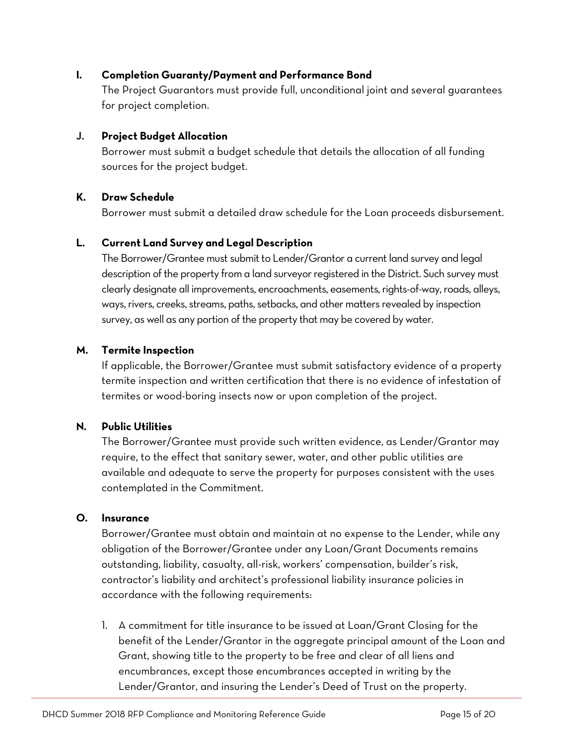**I. Completion Guaranty/Payment and Performance Bond**

The Project Guarantors must provide full, unconditional joint and several guarantees for project completion.

**J. Project Budget Allocation**

Borrower must submit a budget schedule that details the allocation of all funding sources for the project budget.

**K. Draw Schedule**

Borrower must submit a detailed draw schedule for the Loan proceeds disbursement.

**L. Current Land Survey and Legal Description**

The Borrower/Grantee must submit to Lender/Grantor a current land survey and legal description of the property from a land surveyor registered in the District. Such survey must clearly designate all improvements, encroachments, easements, rights-of-way, roads, alleys, ways, rivers, creeks, streams, paths, setbacks, and other matters revealed by inspection survey, as well as any portion of the property that may be covered by water.

**M. Termite Inspection**

If applicable, the Borrower/Grantee must submit satisfactory evidence of a property termite inspection and written certification that there is no evidence of infestation of termites or wood-boring insects now or upon completion of the project.

**N. Public Utilities**

The Borrower/Grantee must provide such written evidence, as Lender/Grantor may require, to the effect that sanitary sewer, water, and other public utilities are available and adequate to serve the property for purposes consistent with the uses contemplated in the Commitment.

**O. Insurance**

Borrower/Grantee must obtain and maintain at no expense to the Lender, while any obligation of the Borrower/Grantee under any Loan/Grant Documents remains outstanding, liability, casualty, all-risk, workers' compensation, builder's risk, contractor's liability and architect's professional liability insurance policies in accordance with the following requirements:

1. A commitment for title insurance to be issued at Loan/Grant Closing for the benefit of the Lender/Grantor in the aggregate principal amount of the Loan and Grant, showing title to the property to be free and clear of all liens and encumbrances, except those encumbrances accepted in writing by the Lender/Grantor, and insuring the Lender's Deed of Trust on the property.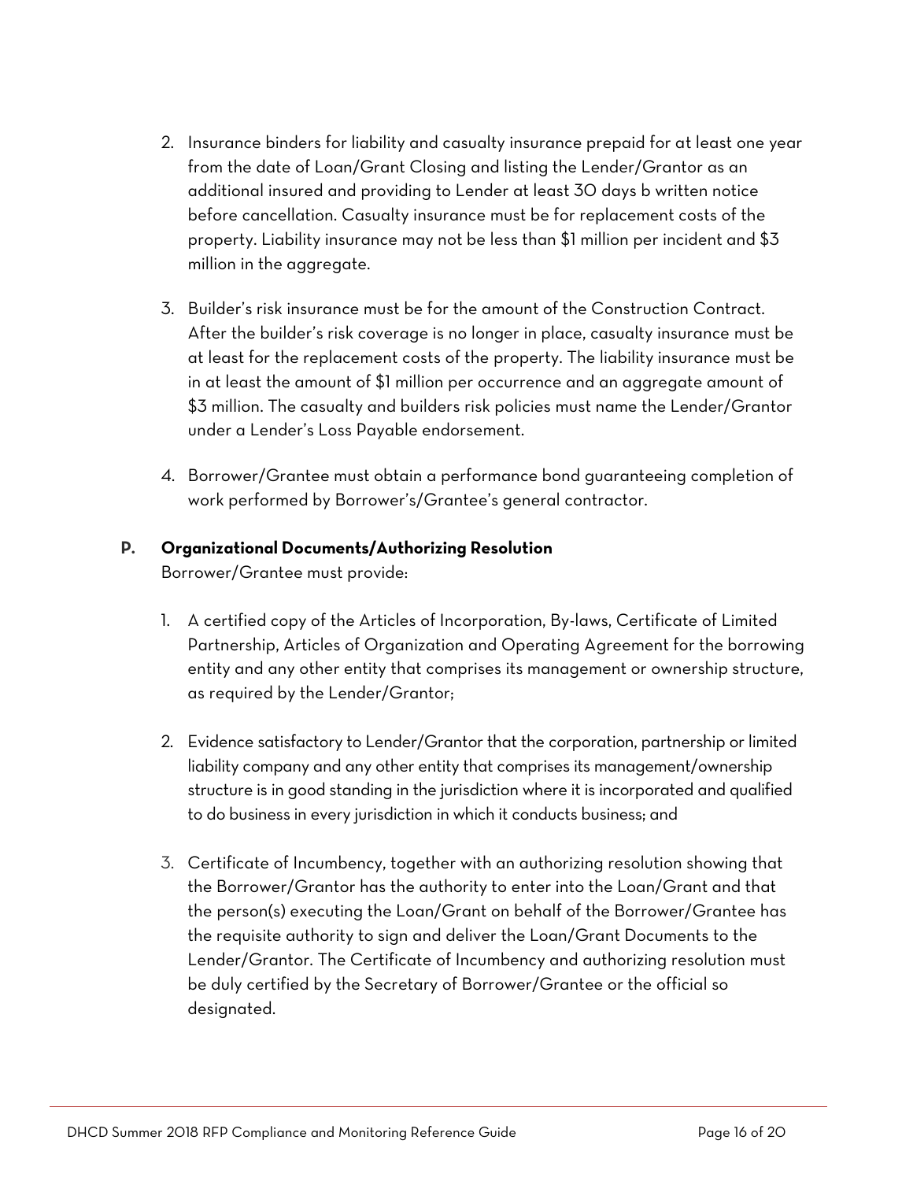2. Insurance binders for liability and casualty insurance prepaid for at least one year from the date of Loan/Grant Closing and listing the Lender/Grantor as an additional insured and providing to Lender at least 30 days b written notice before cancellation. Casualty insurance must be for replacement costs of the property. Liability insurance may not be less than $1 million per incident and $3 million in the aggregate.

3. Builder's risk insurance must be for the amount of the Construction Contract. After the builder's risk coverage is no longer in place, casualty insurance must be at least for the replacement costs of the property. The liability insurance must be in at least the amount of $1 million per occurrence and an aggregate amount of $3 million. The casualty and builders risk policies must name the Lender/Grantor under a Lender's Loss Payable endorsement.

4. Borrower/Grantee must obtain a performance bond guaranteeing completion of work performed by Borrower's/Grantee's general contractor.

**P. Organizational Documents/Authorizing Resolution**

Borrower/Grantee must provide:

1. A certified copy of the Articles of Incorporation, By-laws, Certificate of Limited Partnership, Articles of Organization and Operating Agreement for the borrowing entity and any other entity that comprises its management or ownership structure, as required by the Lender/Grantor;

2. Evidence satisfactory to Lender/Grantor that the corporation, partnership or limited liability company and any other entity that comprises its management/ownership structure is in good standing in the jurisdiction where it is incorporated and qualified to do business in every jurisdiction in which it conducts business; and

3. Certificate of Incumbency, together with an authorizing resolution showing that the Borrower/Grantor has the authority to enter into the Loan/Grant and that the person(s) executing the Loan/Grant on behalf of the Borrower/Grantee has the requisite authority to sign and deliver the Loan/Grant Documents to the Lender/Grantor. The Certificate of Incumbency and authorizing resolution must be duly certified by the Secretary of Borrower/Grantee or the official so designated.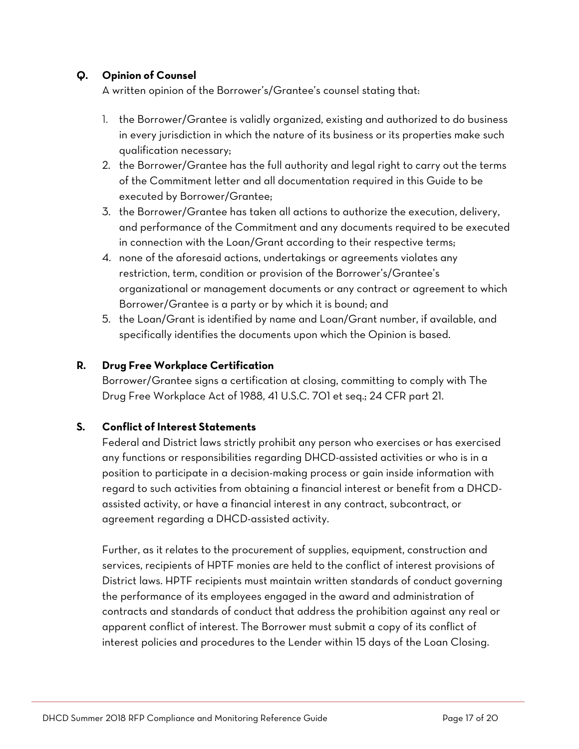**Q. Opinion of Counsel**

A written opinion of the Borrower's/Grantee's counsel stating that:

1. the Borrower/Grantee is validly organized, existing and authorized to do business in every jurisdiction in which the nature of its business or its properties make such qualification necessary;
2. the Borrower/Grantee has the full authority and legal right to carry out the terms of the Commitment letter and all documentation required in this Guide to be executed by Borrower/Grantee;
3. the Borrower/Grantee has taken all actions to authorize the execution, delivery, and performance of the Commitment and any documents required to be executed in connection with the Loan/Grant according to their respective terms;
4. none of the aforesaid actions, undertakings or agreements violates any restriction, term, condition or provision of the Borrower's/Grantee's organizational or management documents or any contract or agreement to which Borrower/Grantee is a party or by which it is bound; and
5. the Loan/Grant is identified by name and Loan/Grant number, if available, and specifically identifies the documents upon which the Opinion is based.

**R. Drug Free Workplace Certification**

Borrower/Grantee signs a certification at closing, committing to comply with The Drug Free Workplace Act of 1988, 41 U.S.C. 701 et seq.; 24 CFR part 21.

**S. Conflict of Interest Statements**

Federal and District laws strictly prohibit any person who exercises or has exercised any functions or responsibilities regarding DHCD-assisted activities or who is in a position to participate in a decision-making process or gain inside information with regard to such activities from obtaining a financial interest or benefit from a DHCD-assisted activity, or have a financial interest in any contract, subcontract, or agreement regarding a DHCD-assisted activity.

Further, as it relates to the procurement of supplies, equipment, construction and services, recipients of HPTF monies are held to the conflict of interest provisions of District laws. HPTF recipients must maintain written standards of conduct governing the performance of its employees engaged in the award and administration of contracts and standards of conduct that address the prohibition against any real or apparent conflict of interest. The Borrower must submit a copy of its conflict of interest policies and procedures to the Lender within 15 days of the Loan Closing.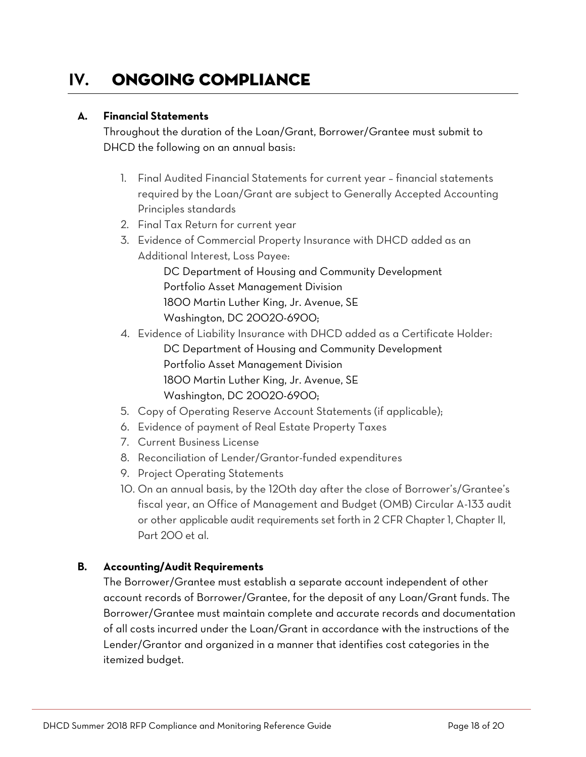# IV. ONGOING COMPLIANCE

## A. Financial Statements

Throughout the duration of the Loan/Grant, Borrower/Grantee must submit to DHCD the following on an annual basis:

1. Final Audited Financial Statements for current year – financial statements required by the Loan/Grant are subject to Generally Accepted Accounting Principles standards
2. Final Tax Return for current year
3. Evidence of Commercial Property Insurance with DHCD added as an Additional Interest, Loss Payee:

   DC Department of Housing and Community Development
   Portfolio Asset Management Division
   1800 Martin Luther King, Jr. Avenue, SE
   Washington, DC 20020-6900;
4. Evidence of Liability Insurance with DHCD added as a Certificate Holder:

   DC Department of Housing and Community Development
   Portfolio Asset Management Division
   1800 Martin Luther King, Jr. Avenue, SE
   Washington, DC 20020-6900;
5. Copy of Operating Reserve Account Statements (if applicable);
6. Evidence of payment of Real Estate Property Taxes
7. Current Business License
8. Reconciliation of Lender/Grantor-funded expenditures
9. Project Operating Statements
10. On an annual basis, by the 120th day after the close of Borrower's/Grantee's fiscal year, an Office of Management and Budget (OMB) Circular A-133 audit or other applicable audit requirements set forth in 2 CFR Chapter 1, Chapter II, Part 200 et al.

## B. Accounting/Audit Requirements

The Borrower/Grantee must establish a separate account independent of other account records of Borrower/Grantee, for the deposit of any Loan/Grant funds. The Borrower/Grantee must maintain complete and accurate records and documentation of all costs incurred under the Loan/Grant in accordance with the instructions of the Lender/Grantor and organized in a manner that identifies cost categories in the itemized budget.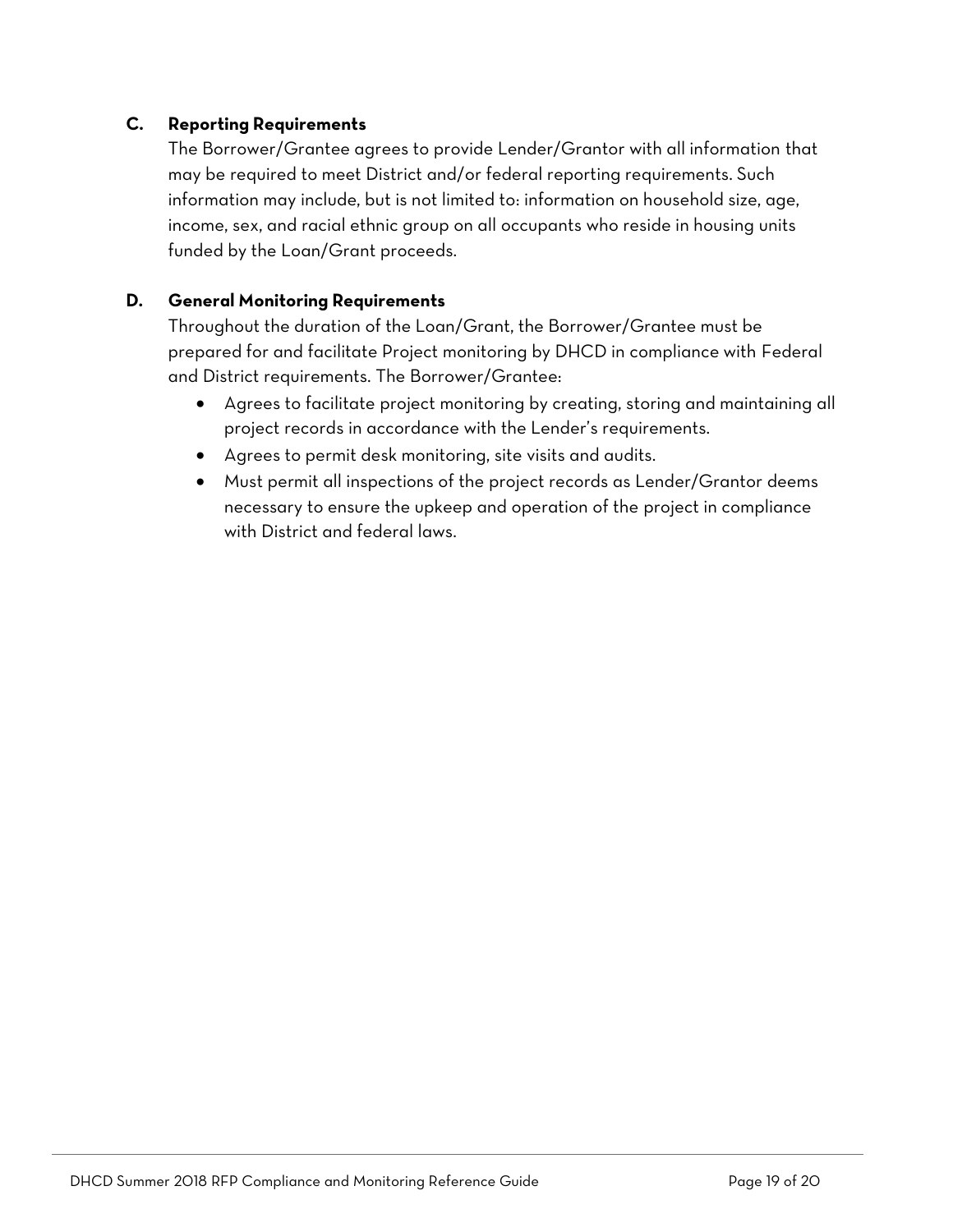### C. Reporting Requirements

The Borrower/Grantee agrees to provide Lender/Grantor with all information that may be required to meet District and/or federal reporting requirements. Such information may include, but is not limited to: information on household size, age, income, sex, and racial ethnic group on all occupants who reside in housing units funded by the Loan/Grant proceeds.

### D. General Monitoring Requirements

Throughout the duration of the Loan/Grant, the Borrower/Grantee must be prepared for and facilitate Project monitoring by DHCD in compliance with Federal and District requirements. The Borrower/Grantee:

- Agrees to facilitate project monitoring by creating, storing and maintaining all project records in accordance with the Lender's requirements.
- Agrees to permit desk monitoring, site visits and audits.
- Must permit all inspections of the project records as Lender/Grantor deems necessary to ensure the upkeep and operation of the project in compliance with District and federal laws.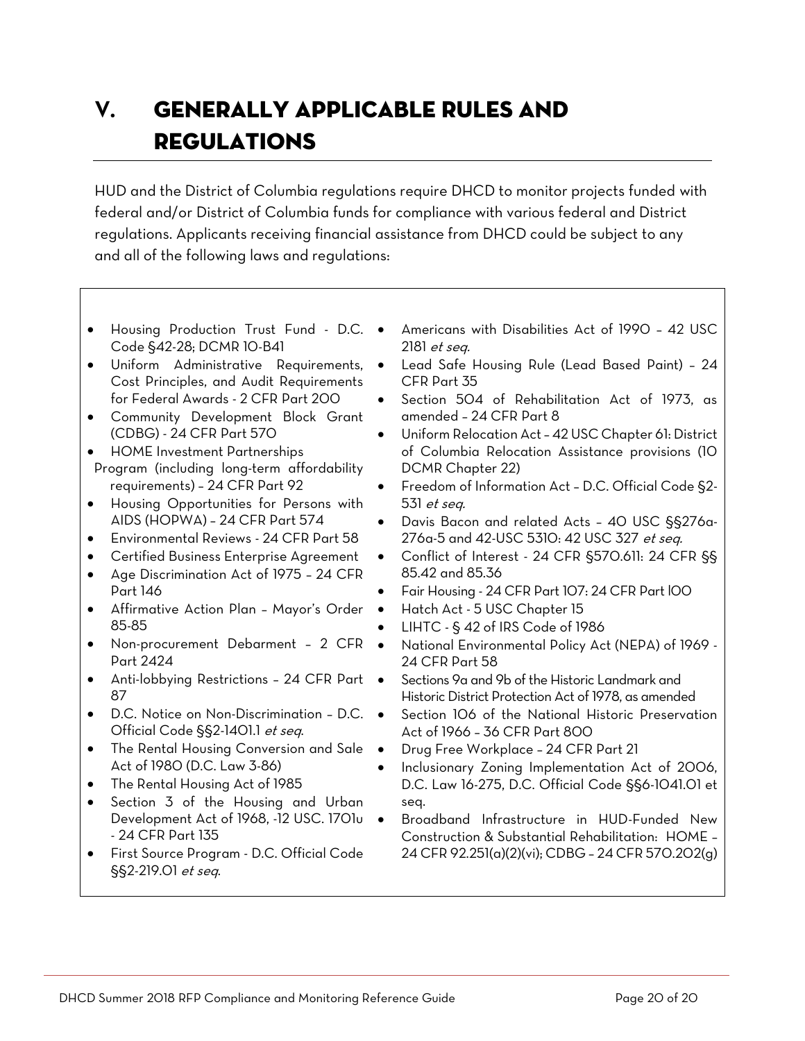# V. GENERALLY APPLICABLE RULES AND REGULATIONS

HUD and the District of Columbia regulations require DHCD to monitor projects funded with federal and/or District of Columbia funds for compliance with various federal and District regulations. Applicants receiving financial assistance from DHCD could be subject to any and all of the following laws and regulations:

- Housing Production Trust Fund - D.C. Code §42-28; DCMR 10-B41
- Uniform Administrative Requirements, Cost Principles, and Audit Requirements for Federal Awards - 2 CFR Part 200
- Community Development Block Grant (CDBG) - 24 CFR Part 570
- HOME Investment Partnerships Program (including long-term affordability requirements) – 24 CFR Part 92
- Housing Opportunities for Persons with AIDS (HOPWA) – 24 CFR Part 574
- Environmental Reviews - 24 CFR Part 58
- Certified Business Enterprise Agreement
- Age Discrimination Act of 1975 – 24 CFR Part 146
- Affirmative Action Plan – Mayor's Order 85-85
- Non-procurement Debarment – 2 CFR Part 2424
- Anti-lobbying Restrictions – 24 CFR Part 87
- D.C. Notice on Non-Discrimination – D.C. Official Code §§2-1401.1 *et seq.*
- The Rental Housing Conversion and Sale Act of 1980 (D.C. Law 3-86)
- The Rental Housing Act of 1985
- Section 3 of the Housing and Urban Development Act of 1968, -12 USC. 1701u - 24 CFR Part 135
- First Source Program - D.C. Official Code §§2-219.01 *et seq.*
- Americans with Disabilities Act of 1990 – 42 USC 2181 *et seq.*
- Lead Safe Housing Rule (Lead Based Paint) – 24 CFR Part 35
- Section 504 of Rehabilitation Act of 1973, as amended – 24 CFR Part 8
- Uniform Relocation Act – 42 USC Chapter 61: District of Columbia Relocation Assistance provisions (10 DCMR Chapter 22)
- Freedom of Information Act – D.C. Official Code §2-531 *et seq.*
- Davis Bacon and related Acts – 40 USC §§276a-276a-5 and 42-USC 5310: 42 USC 327 *et seq.*
- Conflict of Interest - 24 CFR §570.611: 24 CFR §§ 85.42 and 85.36
- Fair Housing - 24 CFR Part 107: 24 CFR Part l00
- Hatch Act - 5 USC Chapter 15
- LIHTC - § 42 of IRS Code of 1986
- National Environmental Policy Act (NEPA) of 1969 - 24 CFR Part 58
- Sections 9a and 9b of the Historic Landmark and Historic District Protection Act of 1978, as amended
- Section 106 of the National Historic Preservation Act of 1966 – 36 CFR Part 800
- Drug Free Workplace – 24 CFR Part 21
- Inclusionary Zoning Implementation Act of 2006, D.C. Law 16-275, D.C. Official Code §§6-1041.01 et seq.
- Broadband Infrastructure in HUD-Funded New Construction & Substantial Rehabilitation: HOME – 24 CFR 92.251(a)(2)(vi); CDBG – 24 CFR 570.202(g)